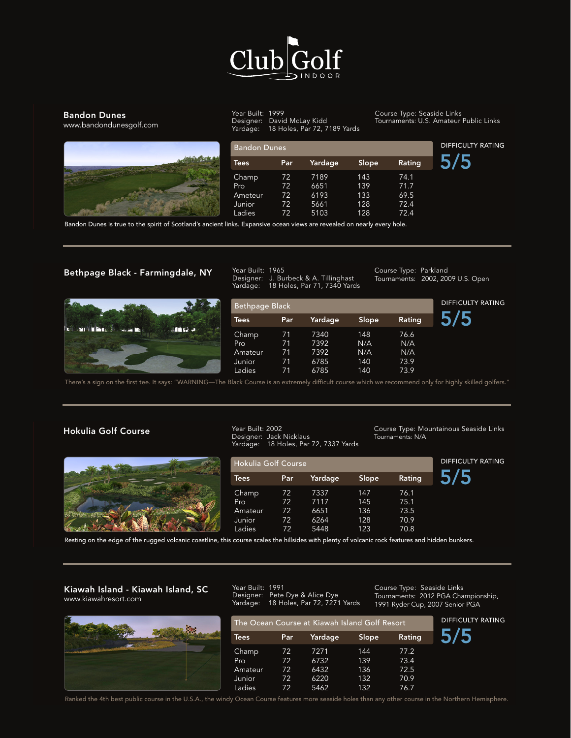# Club Golf INDOOR

## Bandon Dunes

www.bandondunesgolf.com

Year Built: 1999
Designer: David McLay Kidd
Yardage: 18 Holes, Par 72, 7189 Yards

Course Type: Seaside Links
Tournaments: U.S. Amateur Public Links

**Bandon Dunes**

| Tees | Par | Yardage | Slope | Rating |
|---|---|---|---|---|
| Champ | 72 | 7189 | 143 | 74.1 |
| Pro | 72 | 6651 | 139 | 71.7 |
| Ameteur | 72 | 6193 | 133 | 69.5 |
| Junior | 72 | 5661 | 128 | 72.4 |
| Ladies | 72 | 5103 | 128 | 72.4 |

DIFFICULTY RATING **5/5**

Bandon Dunes is true to the spirit of Scotland's ancient links. Expansive ocean views are revealed on nearly every hole.

---

## Bethpage Black - Farmingdale, NY

Year Built: 1965
Designer: J. Burbeck & A. Tillinghast
Yardage: 18 Holes, Par 71, 7340 Yards

Course Type: Parkland
Tournaments: 2002, 2009 U.S. Open

**Bethpage Black**

| Tees | Par | Yardage | Slope | Rating |
|---|---|---|---|---|
| Champ | 71 | 7340 | 148 | 76.6 |
| Pro | 71 | 7392 | N/A | N/A |
| Amateur | 71 | 7392 | N/A | N/A |
| Junior | 71 | 6785 | 140 | 73.9 |
| Ladies | 71 | 6785 | 140 | 73.9 |

DIFFICULTY RATING **5/5**

There's a sign on the first tee. It says: "WARNING—The Black Course is an extremely difficult course which we recommend only for highly skilled golfers."

---

## Hokulia Golf Course

Year Built: 2002
Designer: Jack Nicklaus
Yardage: 18 Holes, Par 72, 7337 Yards

Course Type: Mountainous Seaside Links
Tournaments: N/A

**Hokulia Golf Course**

| Tees | Par | Yardage | Slope | Rating |
|---|---|---|---|---|
| Champ | 72 | 7337 | 147 | 76.1 |
| Pro | 72 | 7117 | 145 | 75.1 |
| Amateur | 72 | 6651 | 136 | 73.5 |
| Junior | 72 | 6264 | 128 | 70.9 |
| Ladies | 72 | 5448 | 123 | 70.8 |

DIFFICULTY RATING **5/5**

Resting on the edge of the rugged volcanic coastline, this course scales the hillsides with plenty of volcanic rock features and hidden bunkers.

---

## Kiawah Island - Kiawah Island, SC

www.kiawahresort.com

Year Built: 1991
Designer: Pete Dye & Alice Dye
Yardage: 18 Holes, Par 72, 7271 Yards

Course Type: Seaside Links
Tournaments: 2012 PGA Championship, 1991 Ryder Cup, 2007 Senior PGA

**The Ocean Course at Kiawah Island Golf Resort**

| Tees | Par | Yardage | Slope | Rating |
|---|---|---|---|---|
| Champ | 72 | 7271 | 144 | 77.2 |
| Pro | 72 | 6732 | 139 | 73.4 |
| Amateur | 72 | 6432 | 136 | 72.5 |
| Junior | 72 | 6220 | 132 | 70.9 |
| Ladies | 72 | 5462 | 132 | 76.7 |

DIFFICULTY RATING **5/5**

Ranked the 4th best public course in the U.S.A., the windy Ocean Course features more seaside holes than any other course in the Northern Hemisphere.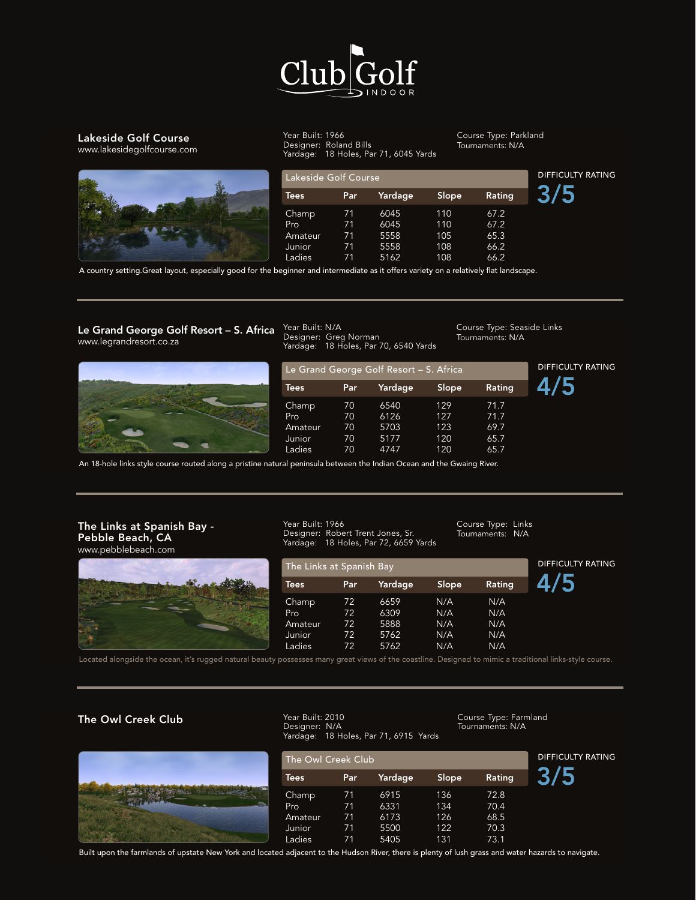# Club Golf INDOOR

## Lakeside Golf Course

www.lakesidegolfcourse.com

Year Built: 1966
Designer: Roland Bills
Yardage: 18 Holes, Par 71, 6045 Yards

Course Type: Parkland
Tournaments: N/A

| Lakeside Golf Course | | | | |
|---|---|---|---|---|
| **Tees** | **Par** | **Yardage** | **Slope** | **Rating** |
| Champ | 71 | 6045 | 110 | 67.2 |
| Pro | 71 | 6045 | 110 | 67.2 |
| Amateur | 71 | 5558 | 105 | 65.3 |
| Junior | 71 | 5558 | 108 | 66.2 |
| Ladies | 71 | 5162 | 108 | 66.2 |

DIFFICULTY RATING **3/5**

A country setting.Great layout, especially good for the beginner and intermediate as it offers variety on a relatively flat landscape.

---

## Le Grand George Golf Resort – S. Africa

www.legrandresort.co.za

Year Built: N/A
Designer: Greg Norman
Yardage: 18 Holes, Par 70, 6540 Yards

Course Type: Seaside Links
Tournaments: N/A

| Le Grand George Golf Resort – S. Africa | | | | |
|---|---|---|---|---|
| **Tees** | **Par** | **Yardage** | **Slope** | **Rating** |
| Champ | 70 | 6540 | 129 | 71.7 |
| Pro | 70 | 6126 | 127 | 71.7 |
| Amateur | 70 | 5703 | 123 | 69.7 |
| Junior | 70 | 5177 | 120 | 65.7 |
| Ladies | 70 | 4747 | 120 | 65.7 |

DIFFICULTY RATING **4/5**

An 18-hole links style course routed along a pristine natural peninsula between the Indian Ocean and the Gwaing River.

---

## The Links at Spanish Bay - Pebble Beach, CA

www.pebblebeach.com

Year Built: 1966
Designer: Robert Trent Jones, Sr.
Yardage: 18 Holes, Par 72, 6659 Yards

Course Type: Links
Tournaments: N/A

| The Links at Spanish Bay | | | | |
|---|---|---|---|---|
| **Tees** | **Par** | **Yardage** | **Slope** | **Rating** |
| Champ | 72 | 6659 | N/A | N/A |
| Pro | 72 | 6309 | N/A | N/A |
| Amateur | 72 | 5888 | N/A | N/A |
| Junior | 72 | 5762 | N/A | N/A |
| Ladies | 72 | 5762 | N/A | N/A |

DIFFICULTY RATING **4/5**

Located alongside the ocean, it's rugged natural beauty possesses many great views of the coastline. Designed to mimic a traditional links-style course.

---

## The Owl Creek Club

Year Built: 2010
Designer: N/A
Yardage: 18 Holes, Par 71, 6915 Yards

Course Type: Farmland
Tournaments: N/A

| The Owl Creek Club | | | | |
|---|---|---|---|---|
| **Tees** | **Par** | **Yardage** | **Slope** | **Rating** |
| Champ | 71 | 6915 | 136 | 72.8 |
| Pro | 71 | 6331 | 134 | 70.4 |
| Amateur | 71 | 6173 | 126 | 68.5 |
| Junior | 71 | 5500 | 122 | 70.3 |
| Ladies | 71 | 5405 | 131 | 73.1 |

DIFFICULTY RATING **3/5**

Built upon the farmlands of upstate New York and located adjacent to the Hudson River, there is plenty of lush grass and water hazards to navigate.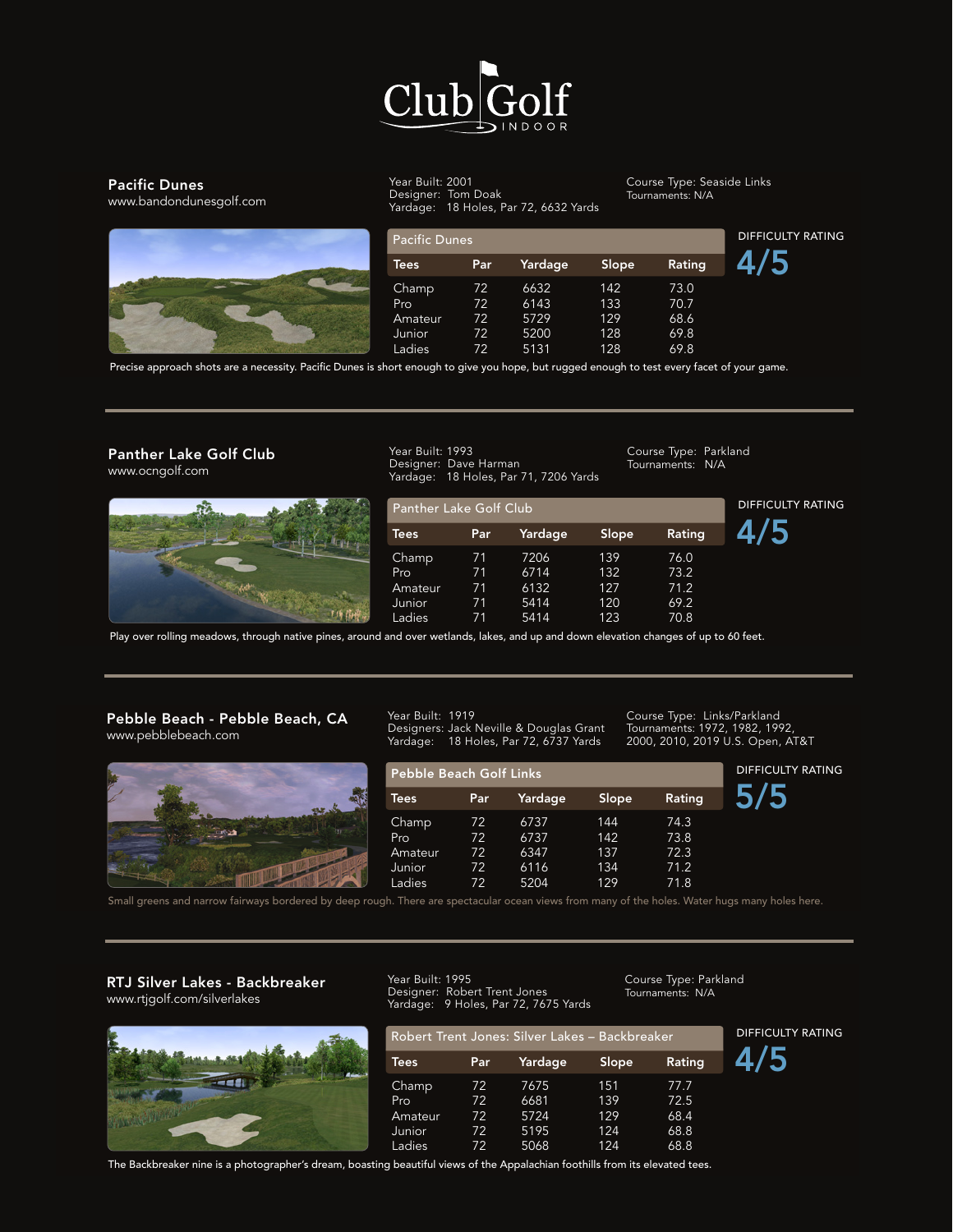# Club Golf INDOOR

## Pacific Dunes
www.bandondunesgolf.com

Year Built: 2001
Designer: Tom Doak
Yardage: 18 Holes, Par 72, 6632 Yards

Course Type: Seaside Links
Tournaments: N/A

| Pacific Dunes | | | | |
|---|---|---|---|---|
| **Tees** | **Par** | **Yardage** | **Slope** | **Rating** |
| Champ | 72 | 6632 | 142 | 73.0 |
| Pro | 72 | 6143 | 133 | 70.7 |
| Amateur | 72 | 5729 | 129 | 68.6 |
| Junior | 72 | 5200 | 128 | 69.8 |
| Ladies | 72 | 5131 | 128 | 69.8 |

DIFFICULTY RATING
**4/5**

Precise approach shots are a necessity. Pacific Dunes is short enough to give you hope, but rugged enough to test every facet of your game.

---

## Panther Lake Golf Club
www.ocngolf.com

Year Built: 1993
Designer: Dave Harman
Yardage: 18 Holes, Par 71, 7206 Yards

Course Type: Parkland
Tournaments: N/A

| Panther Lake Golf Club | | | | |
|---|---|---|---|---|
| **Tees** | **Par** | **Yardage** | **Slope** | **Rating** |
| Champ | 71 | 7206 | 139 | 76.0 |
| Pro | 71 | 6714 | 132 | 73.2 |
| Amateur | 71 | 6132 | 127 | 71.2 |
| Junior | 71 | 5414 | 120 | 69.2 |
| Ladies | 71 | 5414 | 123 | 70.8 |

DIFFICULTY RATING
**4/5**

Play over rolling meadows, through native pines, around and over wetlands, lakes, and up and down elevation changes of up to 60 feet.

---

## Pebble Beach - Pebble Beach, CA
www.pebblebeach.com

Year Built: 1919
Designers: Jack Neville & Douglas Grant
Yardage: 18 Holes, Par 72, 6737 Yards

Course Type: Links/Parkland
Tournaments: 1972, 1982, 1992, 2000, 2010, 2019 U.S. Open, AT&T

| Pebble Beach Golf Links | | | | |
|---|---|---|---|---|
| **Tees** | **Par** | **Yardage** | **Slope** | **Rating** |
| Champ | 72 | 6737 | 144 | 74.3 |
| Pro | 72 | 6737 | 142 | 73.8 |
| Amateur | 72 | 6347 | 137 | 72.3 |
| Junior | 72 | 6116 | 134 | 71.2 |
| Ladies | 72 | 5204 | 129 | 71.8 |

DIFFICULTY RATING
**5/5**

Small greens and narrow fairways bordered by deep rough. There are spectacular ocean views from many of the holes. Water hugs many holes here.

---

## RTJ Silver Lakes - Backbreaker
www.rtjgolf.com/silverlakes

Year Built: 1995
Designer: Robert Trent Jones
Yardage: 9 Holes, Par 72, 7675 Yards

Course Type: Parkland
Tournaments: N/A

| Robert Trent Jones: Silver Lakes – Backbreaker | | | | |
|---|---|---|---|---|
| **Tees** | **Par** | **Yardage** | **Slope** | **Rating** |
| Champ | 72 | 7675 | 151 | 77.7 |
| Pro | 72 | 6681 | 139 | 72.5 |
| Amateur | 72 | 5724 | 129 | 68.4 |
| Junior | 72 | 5195 | 124 | 68.8 |
| Ladies | 72 | 5068 | 124 | 68.8 |

DIFFICULTY RATING
**4/5**

The Backbreaker nine is a photographer's dream, boasting beautiful views of the Appalachian foothills from its elevated tees.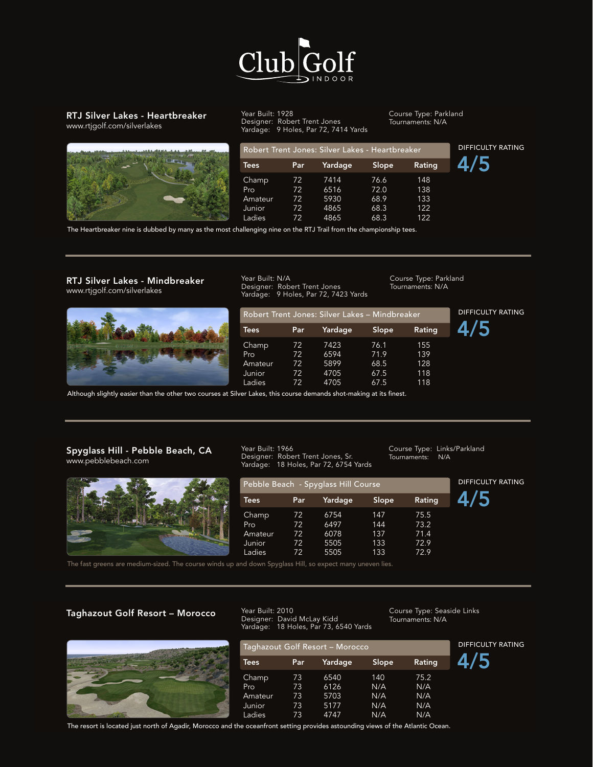# Club Golf INDOOR

## RTJ Silver Lakes - Heartbreaker

www.rtjgolf.com/silverlakes

Year Built: 1928
Designer: Robert Trent Jones
Yardage: 9 Holes, Par 72, 7414 Yards

Course Type: Parkland
Tournaments: N/A

**Robert Trent Jones: Silver Lakes - Heartbreaker**

| Tees | Par | Yardage | Slope | Rating |
|---|---|---|---|---|
| Champ | 72 | 7414 | 76.6 | 148 |
| Pro | 72 | 6516 | 72.0 | 138 |
| Amateur | 72 | 5930 | 68.9 | 133 |
| Junior | 72 | 4865 | 68.3 | 122 |
| Ladies | 72 | 4865 | 68.3 | 122 |

DIFFICULTY RATING **4/5**

The Heartbreaker nine is dubbed by many as the most challenging nine on the RTJ Trail from the championship tees.

---

## RTJ Silver Lakes - Mindbreaker

www.rtjgolf.com/silverlakes

Year Built: N/A
Designer: Robert Trent Jones
Yardage: 9 Holes, Par 72, 7423 Yards

Course Type: Parkland
Tournaments: N/A

**Robert Trent Jones: Silver Lakes – Mindbreaker**

| Tees | Par | Yardage | Slope | Rating |
|---|---|---|---|---|
| Champ | 72 | 7423 | 76.1 | 155 |
| Pro | 72 | 6594 | 71.9 | 139 |
| Amateur | 72 | 5899 | 68.5 | 128 |
| Junior | 72 | 4705 | 67.5 | 118 |
| Ladies | 72 | 4705 | 67.5 | 118 |

DIFFICULTY RATING **4/5**

Although slightly easier than the other two courses at Silver Lakes, this course demands shot-making at its finest.

---

## Spyglass Hill - Pebble Beach, CA

www.pebblebeach.com

Year Built: 1966
Designer: Robert Trent Jones, Sr.
Yardage: 18 Holes, Par 72, 6754 Yards

Course Type: Links/Parkland
Tournaments: N/A

**Pebble Beach - Spyglass Hill Course**

| Tees | Par | Yardage | Slope | Rating |
|---|---|---|---|---|
| Champ | 72 | 6754 | 147 | 75.5 |
| Pro | 72 | 6497 | 144 | 73.2 |
| Amateur | 72 | 6078 | 137 | 71.4 |
| Junior | 72 | 5505 | 133 | 72.9 |
| Ladies | 72 | 5505 | 133 | 72.9 |

DIFFICULTY RATING **4/5**

The fast greens are medium-sized. The course winds up and down Spyglass Hill, so expect many uneven lies.

---

## Taghazout Golf Resort – Morocco

Year Built: 2010
Designer: David McLay Kidd
Yardage: 18 Holes, Par 73, 6540 Yards

Course Type: Seaside Links
Tournaments: N/A

**Taghazout Golf Resort – Morocco**

| Tees | Par | Yardage | Slope | Rating |
|---|---|---|---|---|
| Champ | 73 | 6540 | 140 | 75.2 |
| Pro | 73 | 6126 | N/A | N/A |
| Amateur | 73 | 5703 | N/A | N/A |
| Junior | 73 | 5177 | N/A | N/A |
| Ladies | 73 | 4747 | N/A | N/A |

DIFFICULTY RATING **4/5**

The resort is located just north of Agadir, Morocco and the oceanfront setting provides astounding views of the Atlantic Ocean.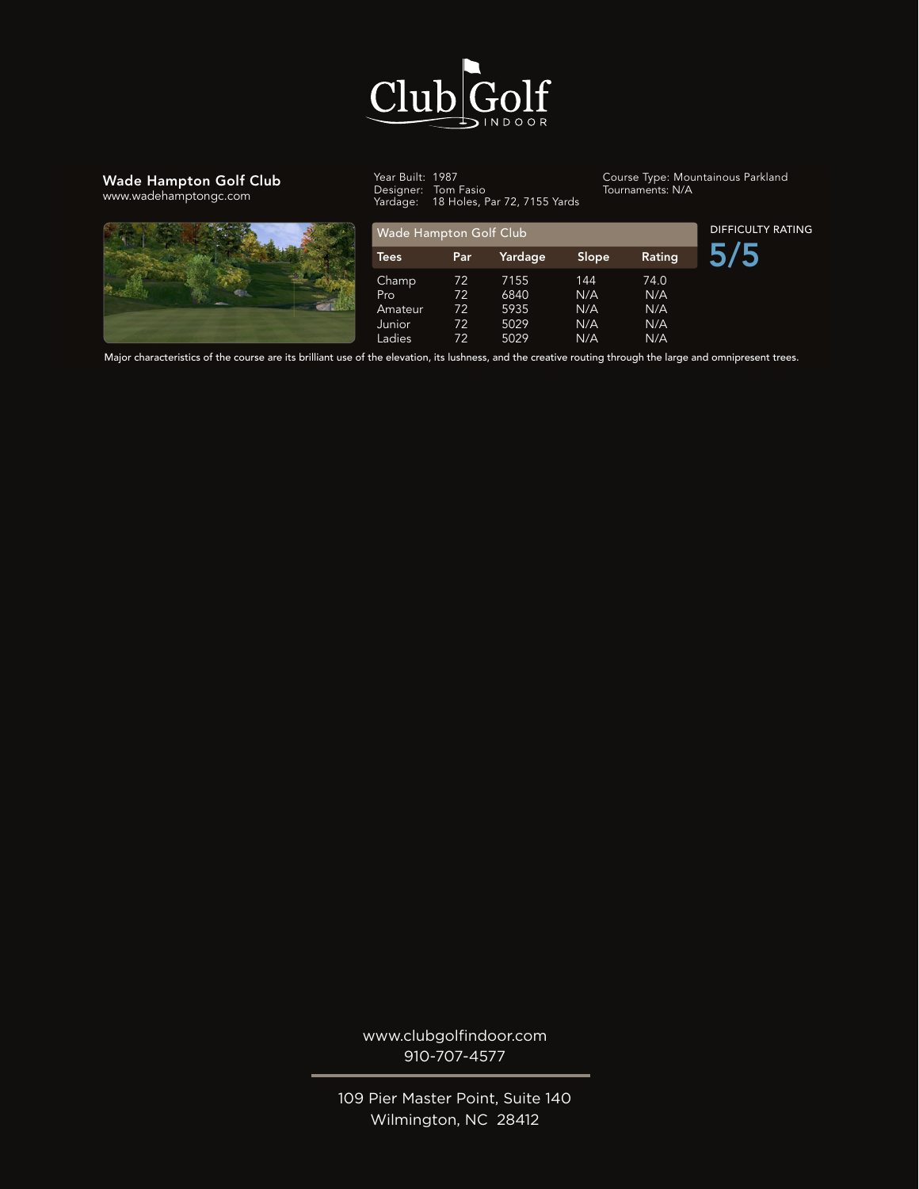## Wade Hampton Golf Club

www.wadehamptongc.com

Year Built: 1987
Designer: Tom Fasio
Yardage: 18 Holes, Par 72, 7155 Yards

Course Type: Mountainous Parkland
Tournaments: N/A

| Wade Hampton Golf Club | | | | |
| --- | --- | --- | --- | --- |
| **Tees** | **Par** | **Yardage** | **Slope** | **Rating** |
| Champ | 72 | 7155 | 144 | 74.0 |
| Pro | 72 | 6840 | N/A | N/A |
| Amateur | 72 | 5935 | N/A | N/A |
| Junior | 72 | 5029 | N/A | N/A |
| Ladies | 72 | 5029 | N/A | N/A |

DIFFICULTY RATING

**5/5**

Major characteristics of the course are its brilliant use of the elevation, its lushness, and the creative routing through the large and omnipresent trees.

www.clubgolfindoor.com
910-707-4577

109 Pier Master Point, Suite 140
Wilmington, NC 28412